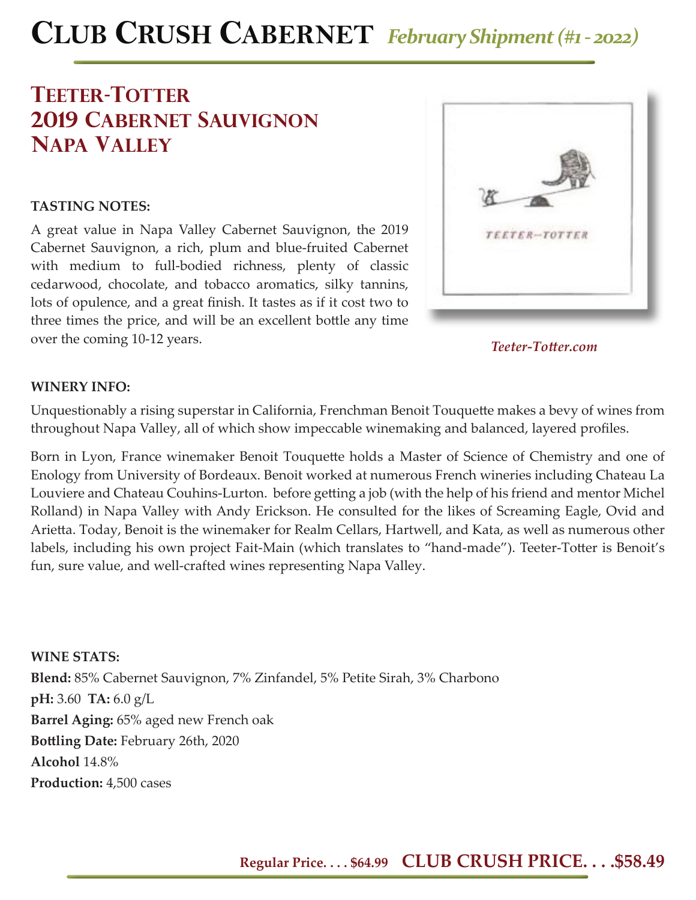# Club Crush Cabernet *February Shipment (#1 - 2022)*

## Teeter-Totter
## 2019 Cabernet Sauvignon
## Napa Valley

**TASTING NOTES:**

A great value in Napa Valley Cabernet Sauvignon, the 2019 Cabernet Sauvignon, a rich, plum and blue-fruited Cabernet with medium to full-bodied richness, plenty of classic cedarwood, chocolate, and tobacco aromatics, silky tannins, lots of opulence, and a great finish. It tastes as if it cost two to three times the price, and will be an excellent bottle any time over the coming 10-12 years.

*Teeter-Totter.com*

**WINERY INFO:**

Unquestionably a rising superstar in California, Frenchman Benoit Touquette makes a bevy of wines from throughout Napa Valley, all of which show impeccable winemaking and balanced, layered profiles.

Born in Lyon, France winemaker Benoit Touquette holds a Master of Science of Chemistry and one of Enology from University of Bordeaux. Benoit worked at numerous French wineries including Chateau La Louviere and Chateau Couhins-Lurton. before getting a job (with the help of his friend and mentor Michel Rolland) in Napa Valley with Andy Erickson. He consulted for the likes of Screaming Eagle, Ovid and Arietta. Today, Benoit is the winemaker for Realm Cellars, Hartwell, and Kata, as well as numerous other labels, including his own project Fait-Main (which translates to "hand-made"). Teeter-Totter is Benoit's fun, sure value, and well-crafted wines representing Napa Valley.

**WINE STATS:**

**Blend:** 85% Cabernet Sauvignon, 7% Zinfandel, 5% Petite Sirah, 3% Charbono
**pH:** 3.60 **TA:** 6.0 g/L
**Barrel Aging:** 65% aged new French oak
**Bottling Date:** February 26th, 2020
**Alcohol** 14.8%
**Production:** 4,500 cases

**Regular Price. . . . $64.99 CLUB CRUSH PRICE. . . .$58.49**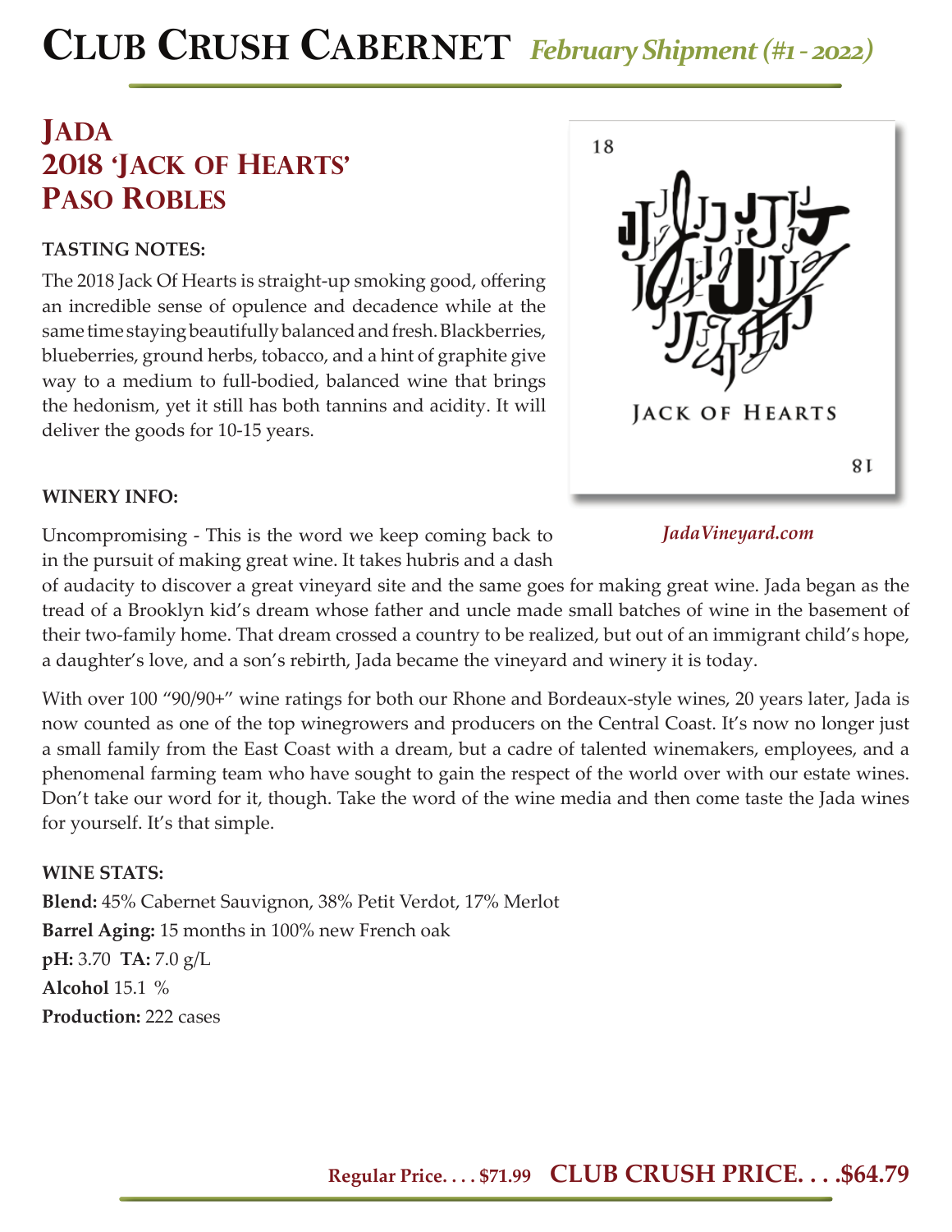# Club Crush Cabernet *February Shipment (#1 - 2022)*

## Jada
## 2018 'Jack of Hearts'
## Paso Robles

**TASTING NOTES:**

The 2018 Jack Of Hearts is straight-up smoking good, offering an incredible sense of opulence and decadence while at the same time staying beautifully balanced and fresh. Blackberries, blueberries, ground herbs, tobacco, and a hint of graphite give way to a medium to full-bodied, balanced wine that brings the hedonism, yet it still has both tannins and acidity. It will deliver the goods for 10-15 years.

*JadaVineyard.com*

**WINERY INFO:**

Uncompromising - This is the word we keep coming back to in the pursuit of making great wine. It takes hubris and a dash of audacity to discover a great vineyard site and the same goes for making great wine. Jada began as the tread of a Brooklyn kid's dream whose father and uncle made small batches of wine in the basement of their two-family home. That dream crossed a country to be realized, but out of an immigrant child's hope, a daughter's love, and a son's rebirth, Jada became the vineyard and winery it is today.

With over 100 "90/90+" wine ratings for both our Rhone and Bordeaux-style wines, 20 years later, Jada is now counted as one of the top winegrowers and producers on the Central Coast. It's now no longer just a small family from the East Coast with a dream, but a cadre of talented winemakers, employees, and a phenomenal farming team who have sought to gain the respect of the world over with our estate wines. Don't take our word for it, though. Take the word of the wine media and then come taste the Jada wines for yourself. It's that simple.

**WINE STATS:**

**Blend:** 45% Cabernet Sauvignon, 38% Petit Verdot, 17% Merlot
**Barrel Aging:** 15 months in 100% new French oak
**pH:** 3.70 **TA:** 7.0 g/L
**Alcohol** 15.1 %
**Production:** 222 cases

**Regular Price. . . . $71.99** **CLUB CRUSH PRICE. . . .$64.79**